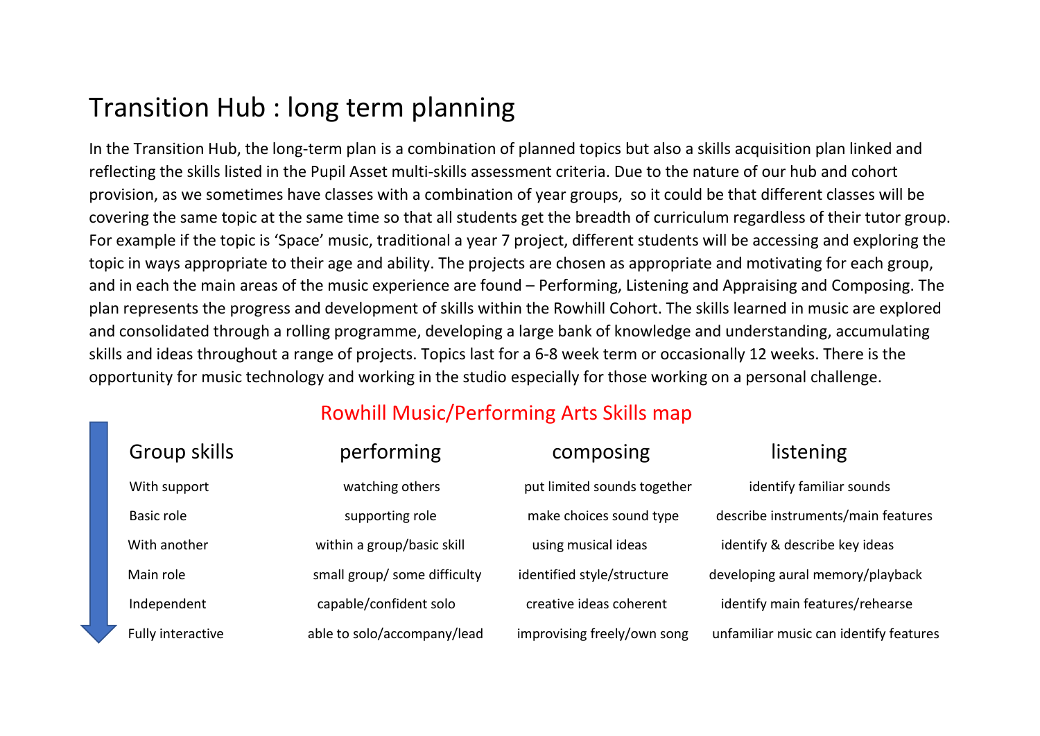# Transition Hub : long term planning

In the Transition Hub, the long-term plan is a combination of planned topics but also a skills acquisition plan linked and reflecting the skills listed in the Pupil Asset multi-skills assessment criteria. Due to the nature of our hub and cohort provision, as we sometimes have classes with a combination of year groups, so it could be that different classes will be covering the same topic at the same time so that all students get the breadth of curriculum regardless of their tutor group. For example if the topic is 'Space' music, traditional a year 7 project, different students will be accessing and exploring the topic in ways appropriate to their age and ability. The projects are chosen as appropriate and motivating for each group, and in each the main areas of the music experience are found – Performing, Listening and Appraising and Composing. The plan represents the progress and development of skills within the Rowhill Cohort. The skills learned in music are explored and consolidated through a rolling programme, developing a large bank of knowledge and understanding, accumulating skills and ideas throughout a range of projects. Topics last for a 6-8 week term or occasionally 12 weeks. There is the opportunity for music technology and working in the studio especially for those working on a personal challenge.

## Rowhill Music/Performing Arts Skills map

| Group skills | performing | composing | listening |
|---|---|---|---|
| With support | watching others | put limited sounds together | identify familiar sounds |
| Basic role | supporting role | make choices sound type | describe instruments/main features |
| With another | within a group/basic skill | using musical ideas | identify & describe key ideas |
| Main role | small group/ some difficulty | identified style/structure | developing aural memory/playback |
| Independent | capable/confident solo | creative ideas coherent | identify main features/rehearse |
| Fully interactive | able to solo/accompany/lead | improvising freely/own song | unfamiliar music can identify features |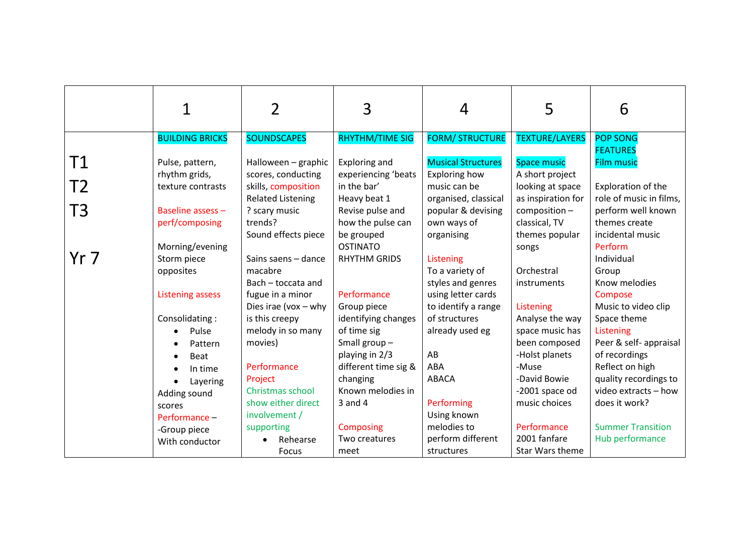| | 1 | 2 | 3 | 4 | 5 | 6 |
|---|---|---|---|---|---|---|
| T1<br>T2<br>T3<br><br>Yr 7 | BUILDING BRICKS<br><br>Pulse, pattern, rhythm grids, texture contrasts<br><br>Baseline assess – perf/composing<br><br>Morning/evening Storm piece opposites<br><br>Listening assess<br><br>Consolidating :<br>• Pulse<br>• Pattern<br>• Beat<br>• In time<br>• Layering<br>Adding sound scores<br>Performance –<br>-Group piece<br>With conductor | SOUNDSCAPES<br><br>Halloween – graphic scores, conducting skills, composition<br>Related Listening<br>? scary music trends?<br>Sound effects piece<br><br>Sains saens – dance macabre<br>Bach – toccata and fugue in a minor<br>Dies irae (vox – why is this creepy melody in so many movies)<br><br>Performance<br>Project<br>Christmas school show either direct involvement / supporting<br>• Rehearse Focus | RHYTHM/TIME SIG<br><br>Exploring and experiencing 'beats in the bar'<br>Heavy beat 1<br>Revise pulse and how the pulse can be grouped<br>OSTINATO<br>RHYTHM GRIDS<br><br>Performance<br>Group piece identifying changes of time sig<br>Small group – playing in 2/3 different time sig & changing<br>Known melodies in 3 and 4<br><br>Composing<br>Two creatures meet | FORM/ STRUCTURE<br><br>Musical Structures<br>Exploring how music can be organised, classical popular & devising own ways of organising<br><br>Listening<br>To a variety of styles and genres using letter cards to identify a range of structures already used eg<br><br>AB<br>ABA<br>ABACA<br><br>Performing<br>Using known melodies to perform different structures | TEXTURE/LAYERS<br><br>Space music<br>A short project looking at space as inspiration for composition – classical, TV themes popular songs<br><br>Orchestral instruments<br><br>Listening<br>Analyse the way space music has been composed<br>-Holst planets<br>-Muse<br>-David Bowie<br>-2001 space od music choices<br><br>Performance<br>2001 fanfare<br>Star Wars theme | POP SONG FEATURES<br>Film music<br><br>Exploration of the role of music in films, perform well known themes create incidental music<br>Perform<br>Individual<br>Group<br>Know melodies<br>Compose<br>Music to video clip<br>Space theme<br>Listening<br>Peer & self- appraisal of recordings<br>Reflect on high quality recordings to video extracts – how does it work?<br><br>Summer Transition Hub performance |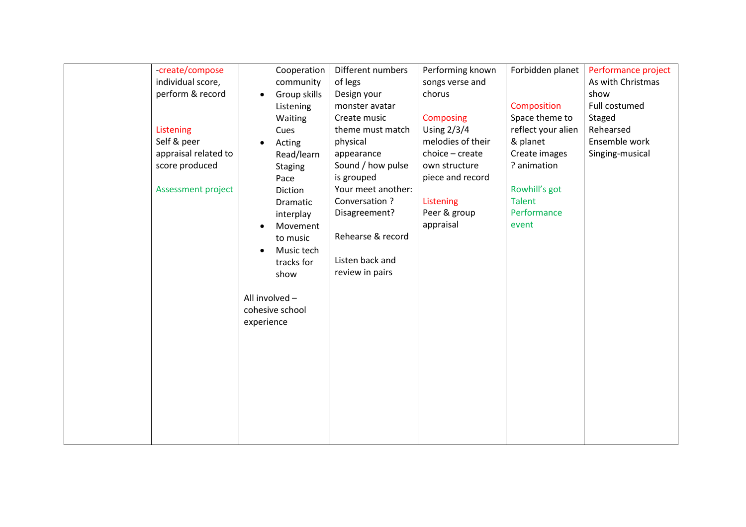| | | | | | | |
|---|---|---|---|---|---|---|
| | -create/compose<br>individual score, perform & record<br><br>Listening<br>Self & peer appraisal related to score produced<br><br>Assessment project | Cooperation community<br>• Group skills<br>Listening<br>Waiting<br>Cues<br>• Acting<br>Read/learn<br>Staging<br>Pace<br>Diction<br>Dramatic interplay<br>• Movement to music<br>• Music tech tracks for show<br><br>All involved – cohesive school experience | Different numbers of legs<br>Design your monster avatar<br>Create music theme must match physical appearance<br>Sound / how pulse is grouped<br>Your meet another:<br>Conversation ?<br>Disagreement?<br><br>Rehearse & record<br><br>Listen back and review in pairs | Performing known songs verse and chorus<br><br>Composing<br>Using 2/3/4 melodies of their choice – create own structure piece and record<br><br>Listening<br>Peer & group appraisal | Forbidden planet<br><br>Composition<br>Space theme to reflect your alien & planet<br>Create images ? animation<br><br>Rowhill's got Talent<br>Performance event | Performance project<br>As with Christmas show<br>Full costumed<br>Staged<br>Rehearsed<br>Ensemble work<br>Singing-musical |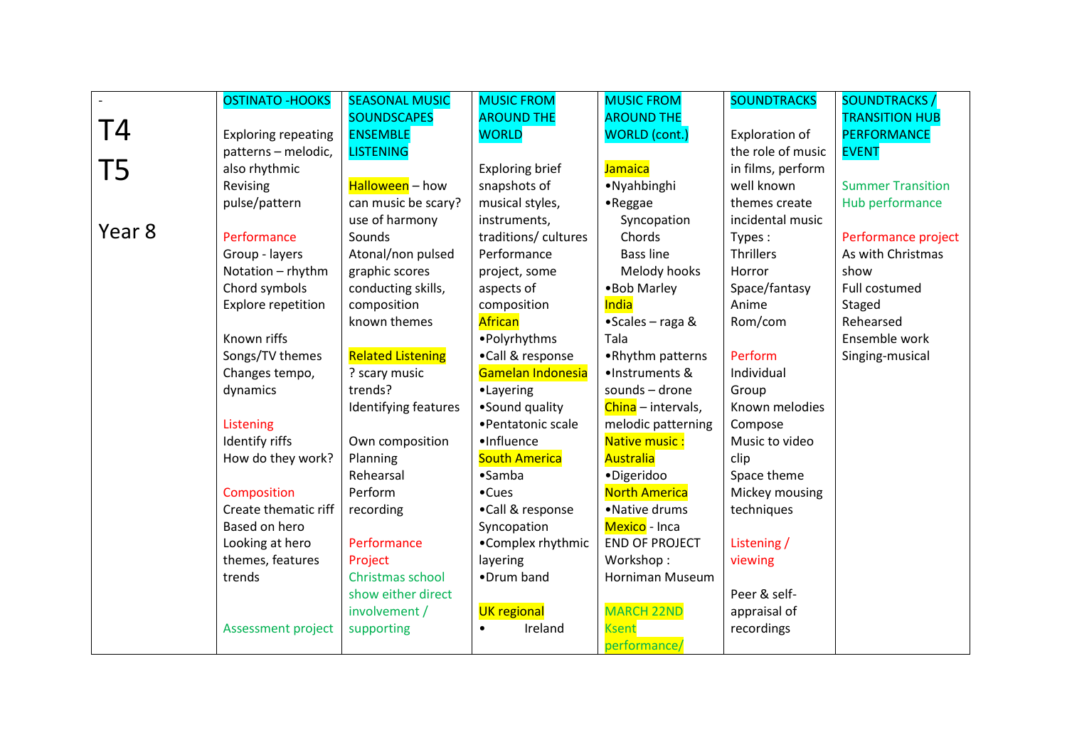| - T4 T5 Year 8 | OSTINATO -HOOKS | SEASONAL MUSIC SOUNDSCAPES ENSEMBLE LISTENING | MUSIC FROM AROUND THE WORLD | MUSIC FROM AROUND THE WORLD (cont.) | SOUNDTRACKS | SOUNDTRACKS / TRANSITION HUB PERFORMANCE EVENT |
|---|---|---|---|---|---|---|
| | Exploring repeating patterns – melodic, also rhythmic<br>Revising pulse/pattern<br><br>Performance<br>Group - layers<br>Notation – rhythm<br>Chord symbols<br>Explore repetition<br><br>Known riffs<br>Songs/TV themes<br>Changes tempo, dynamics<br><br>Listening<br>Identify riffs<br>How do they work?<br><br>Composition<br>Create thematic riff<br>Based on hero<br>Looking at hero themes, features trends<br><br><br>Assessment project | Halloween – how can music be scary? use of harmony<br>Sounds<br>Atonal/non pulsed graphic scores<br>conducting skills, composition<br>known themes<br><br>Related Listening<br>? scary music trends?<br>Identifying features<br><br>Own composition<br>Planning<br>Rehearsal<br>Perform<br>recording<br><br>Performance Project<br>Christmas school show either direct involvement / supporting | Exploring brief snapshots of musical styles, instruments, traditions/ cultures<br>Performance project, some aspects of composition<br>African<br>•Polyrhythms<br>•Call & response<br>Gamelan Indonesia<br>•Layering<br>•Sound quality<br>•Pentatonic scale<br>•Influence<br>South America<br>•Samba<br>•Cues<br>•Call & response<br>Syncopation<br>•Complex rhythmic layering<br>•Drum band<br><br>UK regional<br>• Ireland | Jamaica<br>•Nyahbinghi<br>•Reggae<br>Syncopation<br>Chords<br>Bass line<br>Melody hooks<br>•Bob Marley<br>India<br>•Scales – raga & Tala<br>•Rhythm patterns<br>•Instruments & sounds – drone<br>China – intervals, melodic patterning<br>Native music : Australia<br>•Digeridoo<br>North America<br>•Native drums<br>Mexico - Inca<br>END OF PROJECT<br>Workshop :<br>Horniman Museum<br><br>MARCH 22ND Ksent performance/ | Exploration of the role of music in films, perform well known themes create incidental music<br>Types :<br>Thrillers<br>Horror<br>Space/fantasy<br>Anime<br>Rom/com<br><br>Perform<br>Individual<br>Group<br>Known melodies<br>Compose<br>Music to video clip<br>Space theme<br>Mickey mousing techniques<br><br>Listening / viewing<br><br>Peer & self-appraisal of recordings | Summer Transition Hub performance<br><br>Performance project<br>As with Christmas show<br>Full costumed<br>Staged<br>Rehearsed<br>Ensemble work<br>Singing-musical |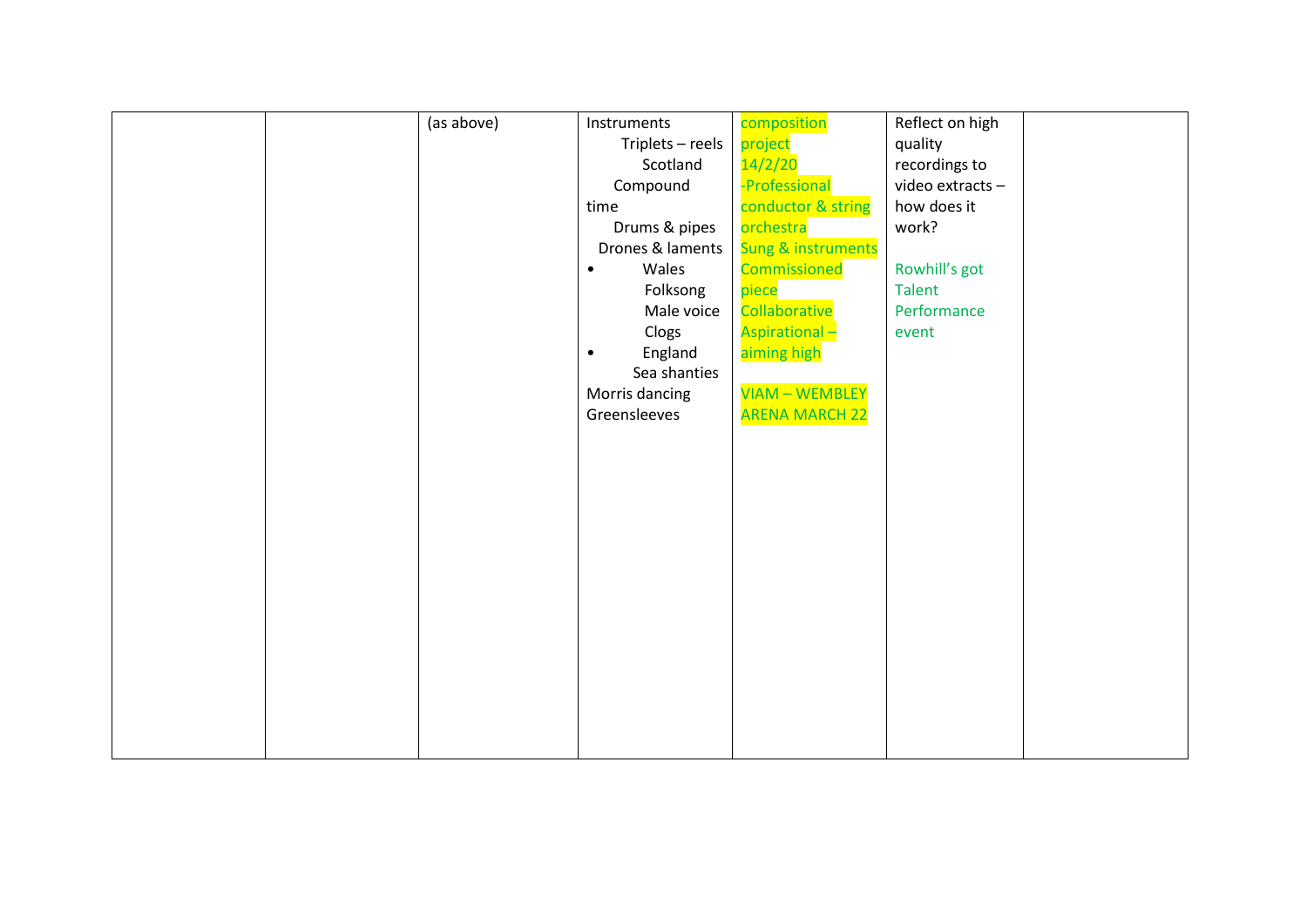| | | | | | | |
|---|---|---|---|---|---|---|
| | | (as above) | Instruments<br>Triplets – reels<br>Scotland<br>Compound time<br>Drums & pipes<br>Drones & laments<br>• Wales<br>Folksong<br>Male voice<br>Clogs<br>• England<br>Sea shanties<br>Morris dancing<br>Greensleeves | composition project 14/2/20<br>-Professional conductor & string orchestra<br>Sung & instruments<br>Commissioned piece<br>Collaborative<br>Aspirational – aiming high<br><br>VIAM – WEMBLEY ARENA MARCH 22 | Reflect on high quality recordings to video extracts – how does it work?<br><br>Rowhill's got Talent Performance event | |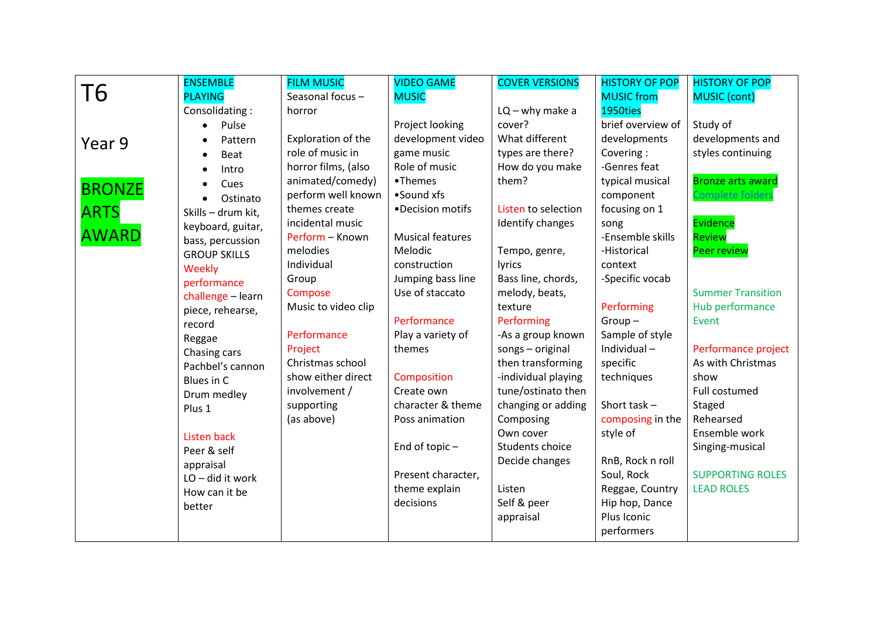| T6<br><br>Year 9<br><br>BRONZE ARTS AWARD | ENSEMBLE PLAYING<br>Consolidating :<br>• Pulse<br>• Pattern<br>• Beat<br>• Intro<br>• Cues<br>• Ostinato<br>Skills – drum kit, keyboard, guitar, bass, percussion<br>GROUP SKILLS<br>Weekly performance challenge – learn piece, rehearse, record<br>Reggae<br>Chasing cars<br>Pachbel's cannon<br>Blues in C<br>Drum medley<br>Plus 1<br><br>Listen back<br>Peer & self appraisal<br>LO – did it work<br>How can it be better | FILM MUSIC<br>Seasonal focus – horror<br><br>Exploration of the role of music in horror films, (also animated/comedy) perform well known themes create incidental music<br>Perform – Known melodies<br>Individual<br>Group<br>Compose<br>Music to video clip<br><br>Performance Project<br>Christmas school show either direct involvement / supporting<br>(as above) | VIDEO GAME MUSIC<br><br>Project looking development video game music<br>Role of music<br>•Themes<br>•Sound xfs<br>•Decision motifs<br><br>Musical features<br>Melodic construction<br>Jumping bass line<br>Use of staccato<br><br>Performance<br>Play a variety of themes<br><br>Composition<br>Create own character & theme<br>Poss animation<br><br>End of topic –<br><br>Present character, theme explain decisions | COVER VERSIONS<br><br>LQ – why make a cover?<br>What different types are there?<br>How do you make them?<br><br>Listen to selection<br>Identify changes<br><br>Tempo, genre, lyrics<br>Bass line, chords, melody, beats, texture<br>Performing<br>-As a group known songs – original then transforming<br>-individual playing tune/ostinato then changing or adding<br>Composing<br>Own cover<br>Students choice<br>Decide changes<br><br>Listen<br>Self & peer appraisal | HISTORY OF POP MUSIC from 1950ties<br>brief overview of developments<br>Covering :<br>-Genres feat typical musical component focusing on 1 song<br>-Ensemble skills<br>-Historical context<br>-Specific vocab<br><br>Performing<br>Group – Sample of style<br>Individual – specific techniques<br><br>Short task – composing in the style of<br><br>RnB, Rock n roll<br>Soul, Rock<br>Reggae, Country<br>Hip hop, Dance<br>Plus Iconic performers | HISTORY OF POP MUSIC (cont)<br><br>Study of developments and styles continuing<br><br>Bronze arts award<br>Complete folders<br><br>Evidence<br>Review<br>Peer review<br><br>Summer Transition Hub performance Event<br><br>Performance project<br>As with Christmas show<br>Full costumed<br>Staged<br>Rehearsed<br>Ensemble work<br>Singing-musical<br><br>SUPPORTING ROLES<br>LEAD ROLES |
|---|---|---|---|---|---|---|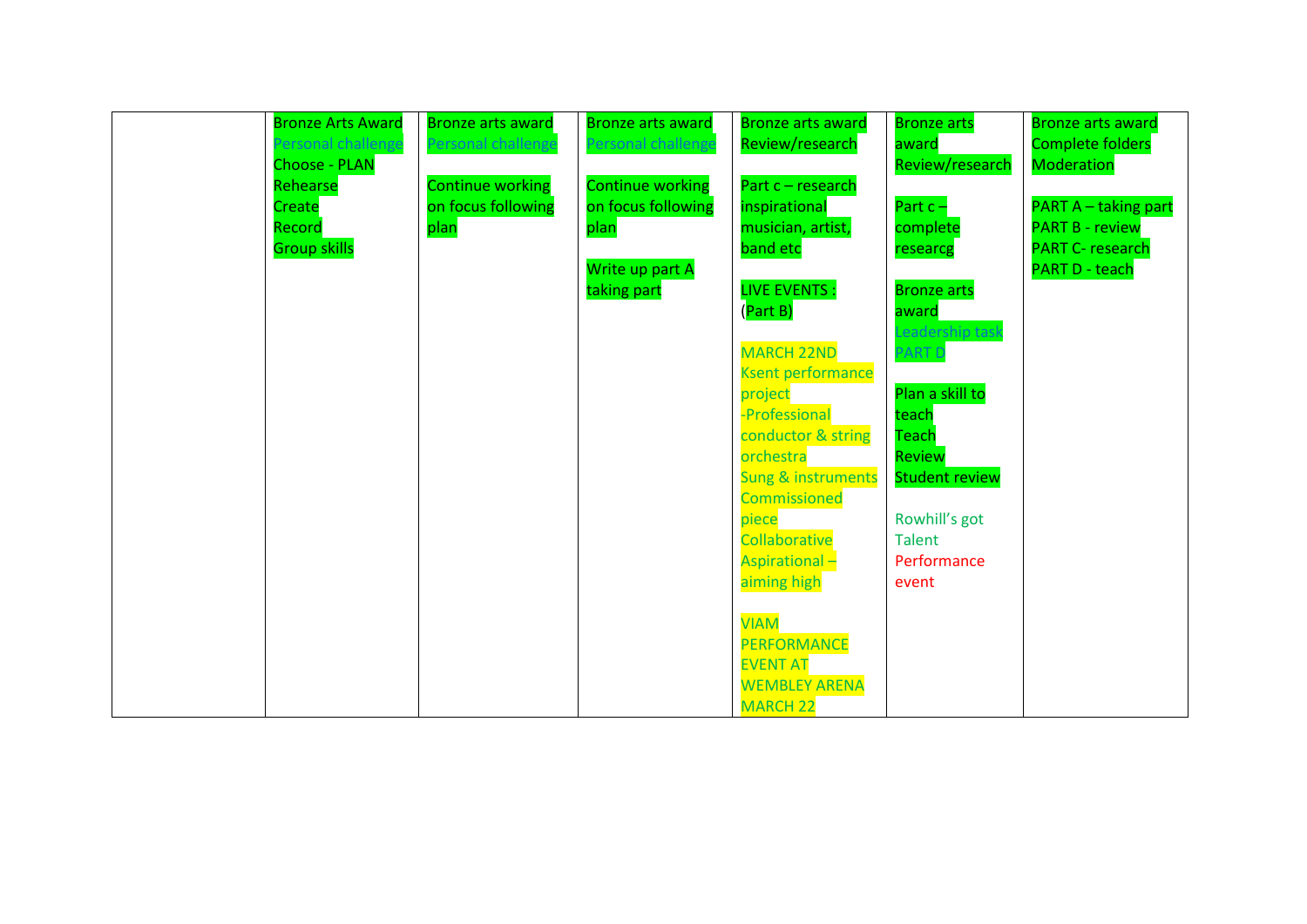| | | | | | | |
|---|---|---|---|---|---|---|
| | Bronze Arts Award<br>Personal challenge<br>Choose - PLAN<br>Rehearse<br>Create<br>Record<br>Group skills | Bronze arts award<br>Personal challenge<br><br>Continue working on focus following plan | Bronze arts award<br>Personal challenge<br><br>Continue working on focus following plan<br><br>Write up part A taking part | Bronze arts award<br>Review/research<br><br>Part c – research inspirational musician, artist, band etc<br><br>LIVE EVENTS :<br>(Part B)<br><br>MARCH 22ND<br>Ksent performance project<br>-Professional conductor & string orchestra<br>Sung & instruments<br>Commissioned piece<br>Collaborative<br>Aspirational – aiming high<br><br>VIAM PERFORMANCE EVENT AT WEMBLEY ARENA MARCH 22 | Bronze arts award<br>Review/research<br><br>Part c – complete researcg<br><br>Bronze arts award<br>Leadership task<br>PART D<br><br>Plan a skill to teach<br>Teach<br>Review<br>Student review<br><br>Rowhill's got Talent<br>Performance event | Bronze arts award<br>Complete folders<br>Moderation<br><br>PART A – taking part<br>PART B - review<br>PART C- research<br>PART D - teach |